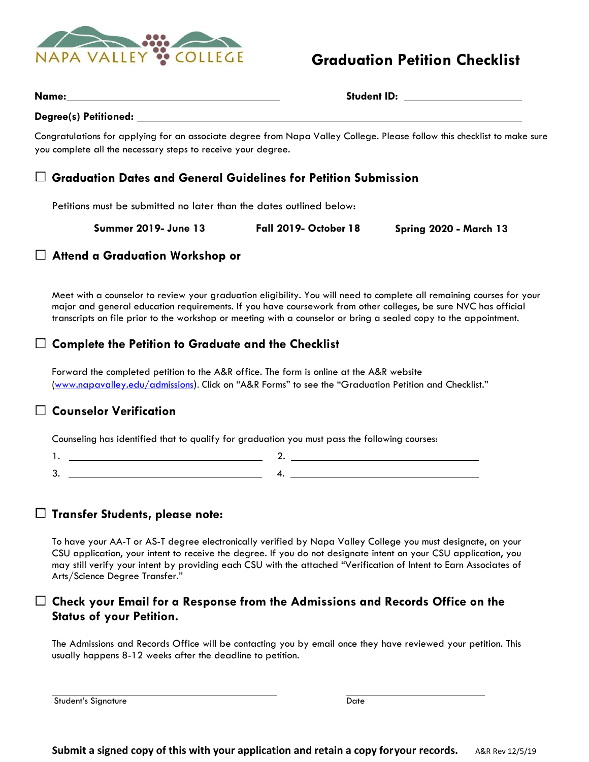NAPA VALLEY COLLEGE

# Graduation Petition Checklist

**Name:** ______________________ **Student ID:** ______________________

**Degree(s) Petitioned:** ______________________

Congratulations for applying for an associate degree from Napa Valley College. Please follow this checklist to make sure you complete all the necessary steps to receive your degree.

## ☐ Graduation Dates and General Guidelines for Petition Submission

Petitions must be submitted no later than the dates outlined below:

**Summer 2019- June 13** **Fall 2019- October 18** **Spring 2020 - March 13**

## ☐ Attend a Graduation Workshop or

Meet with a counselor to review your graduation eligibility. You will need to complete all remaining courses for your major and general education requirements. If you have coursework from other colleges, be sure NVC has official transcripts on file prior to the workshop or meeting with a counselor or bring a sealed copy to the appointment.

## ☐ Complete the Petition to Graduate and the Checklist

Forward the completed petition to the A&R office. The form is online at the A&R website (www.napavalley.edu/admissions). Click on "A&R Forms" to see the "Graduation Petition and Checklist."

## ☐ Counselor Verification

Counseling has identified that to qualify for graduation you must pass the following courses:

1. ______________________ 2. ______________________

3. ______________________ 4. ______________________

## ☐ Transfer Students, please note:

To have your AA-T or AS-T degree electronically verified by Napa Valley College you must designate, on your CSU application, your intent to receive the degree. If you do not designate intent on your CSU application, you may still verify your intent by providing each CSU with the attached "Verification of Intent to Earn Associates of Arts/Science Degree Transfer."

## ☐ Check your Email for a Response from the Admissions and Records Office on the Status of your Petition.

The Admissions and Records Office will be contacting you by email once they have reviewed your petition. This usually happens 8-12 weeks after the deadline to petition.

______________________ ______________________

Student's Signature Date

**Submit a signed copy of this with your application and retain a copy for your records.** A&R Rev 12/5/19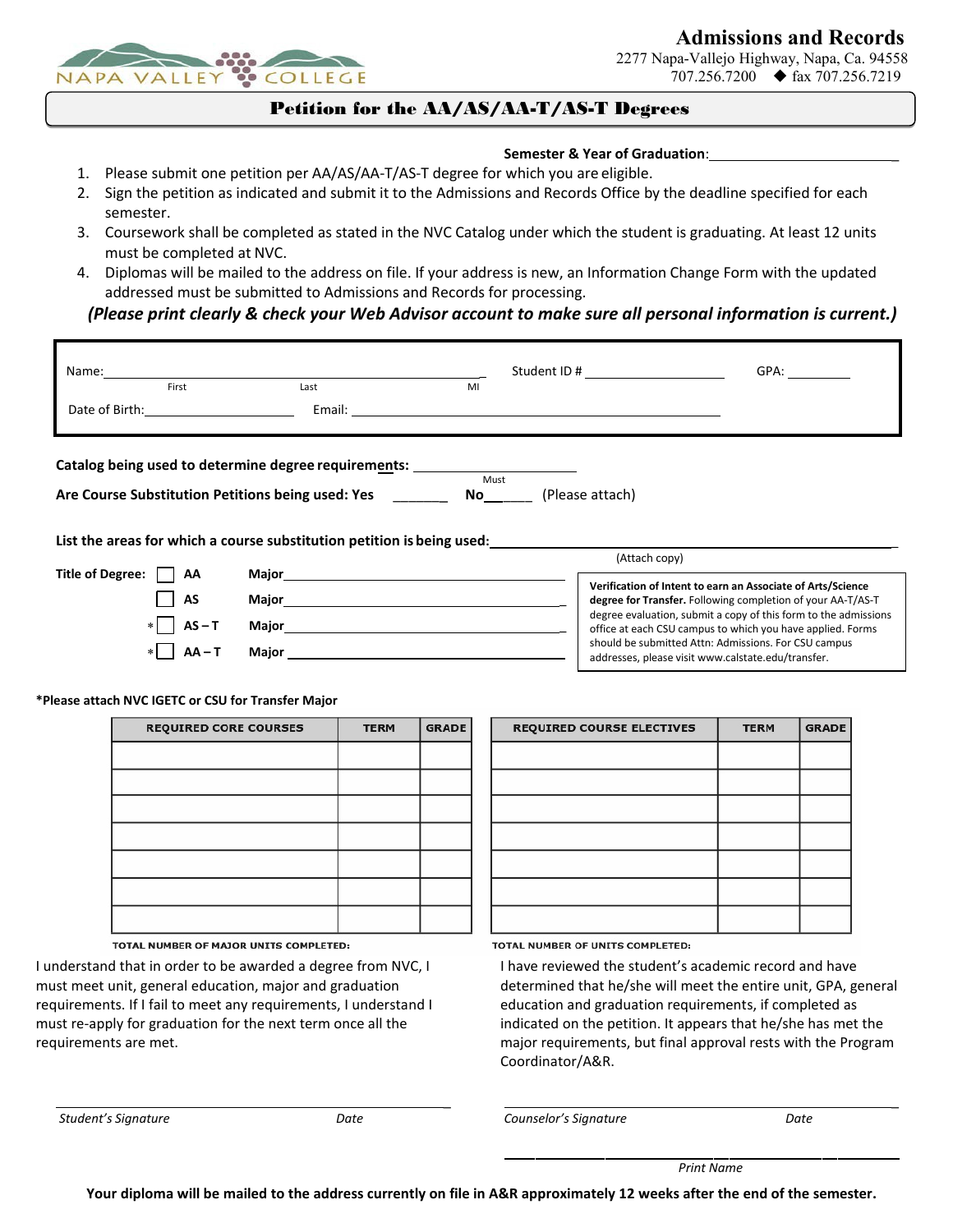Admissions and Records
2277 Napa-Vallejo Highway, Napa, Ca. 94558
707.256.7200 ◆ fax 707.256.7219

# Petition for the AA/AS/AA-T/AS-T Degrees

**Semester & Year of Graduation**:_________________________

1. Please submit one petition per AA/AS/AA-T/AS-T degree for which you are eligible.
2. Sign the petition as indicated and submit it to the Admissions and Records Office by the deadline specified for each semester.
3. Coursework shall be completed as stated in the NVC Catalog under which the student is graduating. At least 12 units must be completed at NVC.
4. Diplomas will be mailed to the address on file. If your address is new, an Information Change Form with the updated addressed must be submitted to Admissions and Records for processing.

***(Please print clearly & check your Web Advisor account to make sure all personal information is current.)***

Name:________________________________________________ Student ID # ____________________ GPA: _________
First Last MI

Date of Birth:____________________ Email: ____________________________________________________

**Catalog being used to determine degree requirements:** ____________________
Must

**Are Course Substitution Petitions being used: Yes** _______ **No**_______ (Please attach)

**List the areas for which a course substitution petition is being used:**_______________________________________________
(Attach copy)

**Title of Degree:**
- ☐ **AA** **Major**________________________________________
- ☐ **AS** **Major**________________________________________
- *☐ **AS – T** **Major**________________________________________
- *☐ **AA – T** **Major**________________________________________

**Verification of Intent to earn an Associate of Arts/Science degree for Transfer.** Following completion of your AA-T/AS-T degree evaluation, submit a copy of this form to the admissions office at each CSU campus to which you have applied. Forms should be submitted Attn: Admissions. For CSU campus addresses, please visit www.calstate.edu/transfer.

***Please attach NVC IGETC or CSU for Transfer Major**

| REQUIRED CORE COURSES | TERM | GRADE |
|---|---|---|
| | | |
| | | |
| | | |
| | | |
| | | |
| | | |
| | | |

TOTAL NUMBER OF MAJOR UNITS COMPLETED:

| REQUIRED COURSE ELECTIVES | TERM | GRADE |
|---|---|---|
| | | |
| | | |
| | | |
| | | |
| | | |
| | | |
| | | |

TOTAL NUMBER OF UNITS COMPLETED:

I understand that in order to be awarded a degree from NVC, I must meet unit, general education, major and graduation requirements. If I fail to meet any requirements, I understand I must re-apply for graduation for the next term once all the requirements are met.

_______________________________________________
*Student's Signature* *Date*

I have reviewed the student's academic record and have determined that he/she will meet the entire unit, GPA, general education and graduation requirements, if completed as indicated on the petition. It appears that he/she has met the major requirements, but final approval rests with the Program Coordinator/A&R.

_______________________________________________
*Counselor's Signature* *Date*

_______________________________________________
*Print Name*

**Your diploma will be mailed to the address currently on file in A&R approximately 12 weeks after the end of the semester.**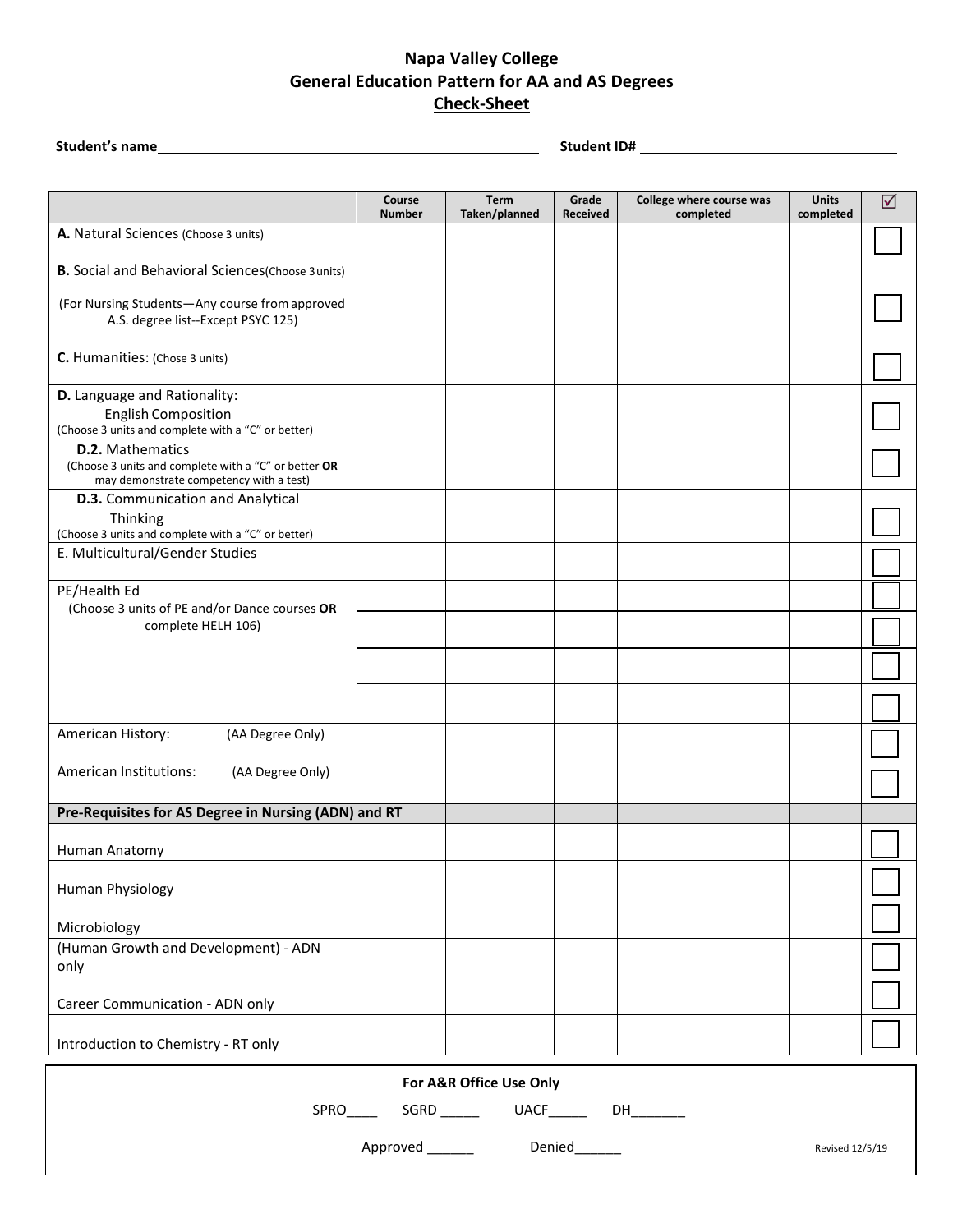# Napa Valley College
## General Education Pattern for AA and AS Degrees
## Check-Sheet

**Student's name**\_\_\_\_\_\_\_\_\_\_\_\_\_\_\_\_\_\_\_\_\_\_\_\_\_\_\_\_\_\_\_\_\_\_\_\_\_\_\_\_ **Student ID#** \_\_\_\_\_\_\_\_\_\_\_\_\_\_\_\_\_\_\_\_\_\_\_\_\_\_\_\_

| | Course Number | Term Taken/planned | Grade Received | College where course was completed | Units completed | ☑ |
|---|---|---|---|---|---|---|
| **A.** Natural Sciences (Choose 3 units) | | | | | | ☐ |
| **B.** Social and Behavioral Sciences(Choose 3 units) (For Nursing Students—Any course from approved A.S. degree list--Except PSYC 125) | | | | | | ☐ |
| **C.** Humanities: (Chose 3 units) | | | | | | ☐ |
| **D.** Language and Rationality: English Composition (Choose 3 units and complete with a "C" or better) | | | | | | ☐ |
| **D.2.** Mathematics (Choose 3 units and complete with a "C" or better **OR** may demonstrate competency with a test) | | | | | | ☐ |
| **D.3.** Communication and Analytical Thinking (Choose 3 units and complete with a "C" or better) | | | | | | ☐ |
| E. Multicultural/Gender Studies | | | | | | ☐ |
| PE/Health Ed (Choose 3 units of PE and/or Dance courses **OR** complete HELH 106) | | | | | | ☐ |
| | | | | | | ☐ |
| | | | | | | ☐ |
| | | | | | | ☐ |
| American History: (AA Degree Only) | | | | | | ☐ |
| American Institutions: (AA Degree Only) | | | | | | ☐ |
| **Pre-Requisites for AS Degree in Nursing (ADN) and RT** | | | | | | |
| Human Anatomy | | | | | | ☐ |
| Human Physiology | | | | | | ☐ |
| Microbiology | | | | | | ☐ |
| (Human Growth and Development) - ADN only | | | | | | ☐ |
| Career Communication - ADN only | | | | | | ☐ |
| Introduction to Chemistry - RT only | | | | | | ☐ |

**For A&R Office Use Only**

SPRO\_\_\_\_ SGRD \_\_\_\_\_ UACF\_\_\_\_\_ DH\_\_\_\_\_\_\_

Approved \_\_\_\_\_\_ Denied\_\_\_\_\_\_

Revised 12/5/19